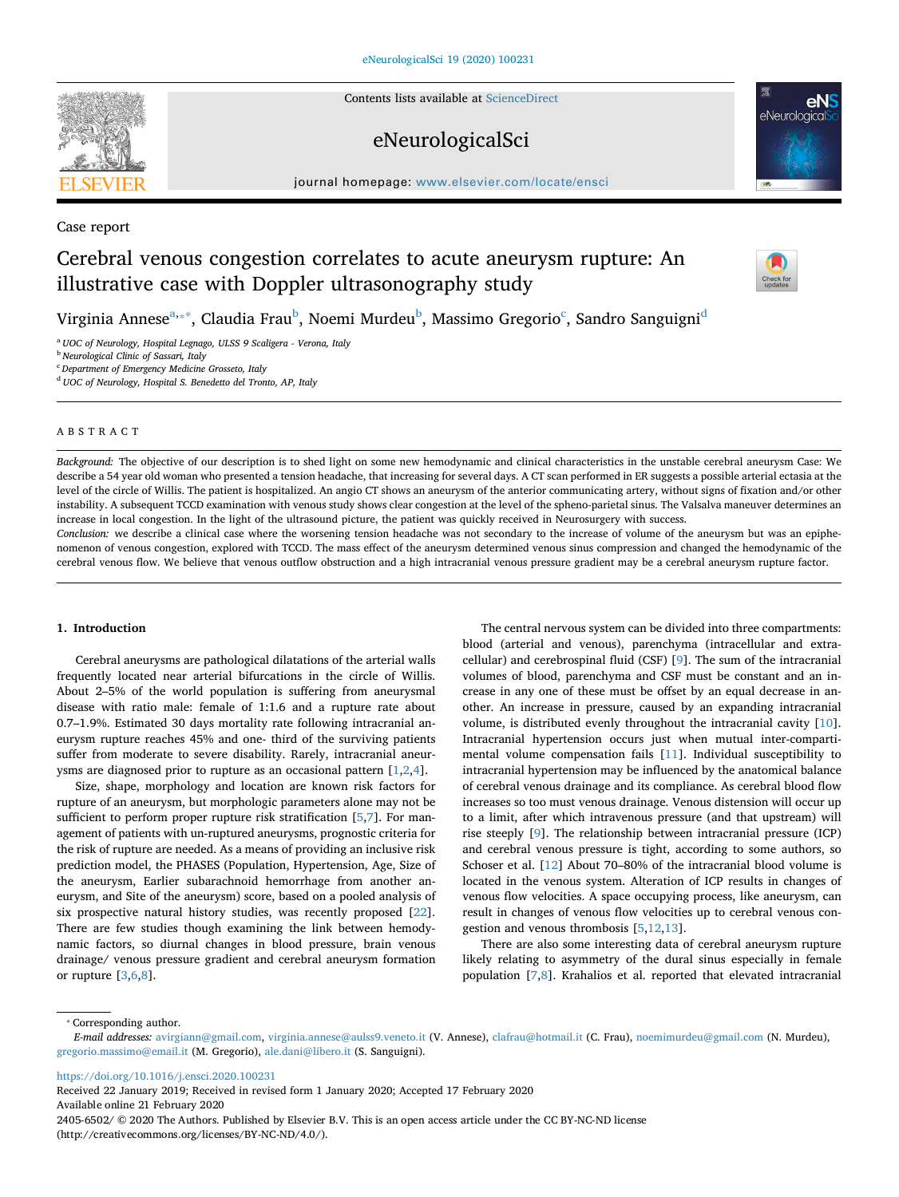Case report

# Cerebral venous congestion correlates to acute aneurysm rupture: An illustrative case with Doppler ultrasonography study

Virginia Annese[a,*], Claudia Frau[b], Noemi Murdeu[b], Massimo Gregorio[c], Sandro Sanguigni[d]

[a] UOC of Neurology, Hospital Legnago, ULSS 9 Scaligera - Verona, Italy
[b] Neurological Clinic of Sassari, Italy
[c] Department of Emergency Medicine Grosseto, Italy
[d] UOC of Neurology, Hospital S. Benedetto del Tronto, AP, Italy

## ABSTRACT

*Background:* The objective of our description is to shed light on some new hemodynamic and clinical characteristics in the unstable cerebral aneurysm Case: We describe a 54 year old woman who presented a tension headache, that increasing for several days. A CT scan performed in ER suggests a possible arterial ectasia at the level of the circle of Willis. The patient is hospitalized. An angio CT shows an aneurysm of the anterior communicating artery, without signs of fixation and/or other instability. A subsequent TCCD examination with venous study shows clear congestion at the level of the spheno-parietal sinus. The Valsalva maneuver determines an increase in local congestion. In the light of the ultrasound picture, the patient was quickly received in Neurosurgery with success.

*Conclusion:* we describe a clinical case where the worsening tension headache was not secondary to the increase of volume of the aneurysm but was an epiphenomenon of venous congestion, explored with TCCD. The mass effect of the aneurysm determined venous sinus compression and changed the hemodynamic of the cerebral venous flow. We believe that venous outflow obstruction and a high intracranial venous pressure gradient may be a cerebral aneurysm rupture factor.

## 1. Introduction

Cerebral aneurysms are pathological dilatations of the arterial walls frequently located near arterial bifurcations in the circle of Willis. About 2–5% of the world population is suffering from aneurysmal disease with ratio male: female of 1:1.6 and a rupture rate about 0.7–1.9%. Estimated 30 days mortality rate following intracranial aneurysm rupture reaches 45% and one- third of the surviving patients suffer from moderate to severe disability. Rarely, intracranial aneurysms are diagnosed prior to rupture as an occasional pattern [1,2,4].

Size, shape, morphology and location are known risk factors for rupture of an aneurysm, but morphologic parameters alone may not be sufficient to perform proper rupture risk stratification [5,7]. For management of patients with un-ruptured aneurysms, prognostic criteria for the risk of rupture are needed. As a means of providing an inclusive risk prediction model, the PHASES (Population, Hypertension, Age, Size of the aneurysm, Earlier subarachnoid hemorrhage from another aneurysm, and Site of the aneurysm) score, based on a pooled analysis of six prospective natural history studies, was recently proposed [22]. There are few studies though examining the link between hemodynamic factors, so diurnal changes in blood pressure, brain venous drainage/ venous pressure gradient and cerebral aneurysm formation or rupture [3,6,8].

The central nervous system can be divided into three compartments: blood (arterial and venous), parenchyma (intracellular and extracellular) and cerebrospinal fluid (CSF) [9]. The sum of the intracranial volumes of blood, parenchyma and CSF must be constant and an increase in any one of these must be offset by an equal decrease in another. An increase in pressure, caused by an expanding intracranial volume, is distributed evenly throughout the intracranial cavity [10]. Intracranial hypertension occurs just when mutual inter-compartimental volume compensation fails [11]. Individual susceptibility to intracranial hypertension may be influenced by the anatomical balance of cerebral venous drainage and its compliance. As cerebral blood flow increases so too must venous drainage. Venous distension will occur up to a limit, after which intravenous pressure (and that upstream) will rise steeply [9]. The relationship between intracranial pressure (ICP) and cerebral venous pressure is tight, according to some authors, so Schoser et al. [12] About 70–80% of the intracranial blood volume is located in the venous system. Alteration of ICP results in changes of venous flow velocities. A space occupying process, like aneurysm, can result in changes of venous flow velocities up to cerebral venous congestion and venous thrombosis [5,12,13].

There are also some interesting data of cerebral aneurysm rupture likely relating to asymmetry of the dural sinus especially in female population [7,8]. Krahalios et al. reported that elevated intracranial

* Corresponding author.
*E-mail addresses:* avirgiann@gmail.com, virginia.annese@aulss9.veneto.it (V. Annese), clafrau@hotmail.it (C. Frau), noemimurdeu@gmail.com (N. Murdeu), gregorio.massimo@email.it (M. Gregorio), ale.dani@libero.it (S. Sanguigni).

https://doi.org/10.1016/j.ensci.2020.100231
Received 22 January 2019; Received in revised form 1 January 2020; Accepted 17 February 2020
Available online 21 February 2020
2405-6502/ © 2020 The Authors. Published by Elsevier B.V. This is an open access article under the CC BY-NC-ND license (http://creativecommons.org/licenses/BY-NC-ND/4.0/).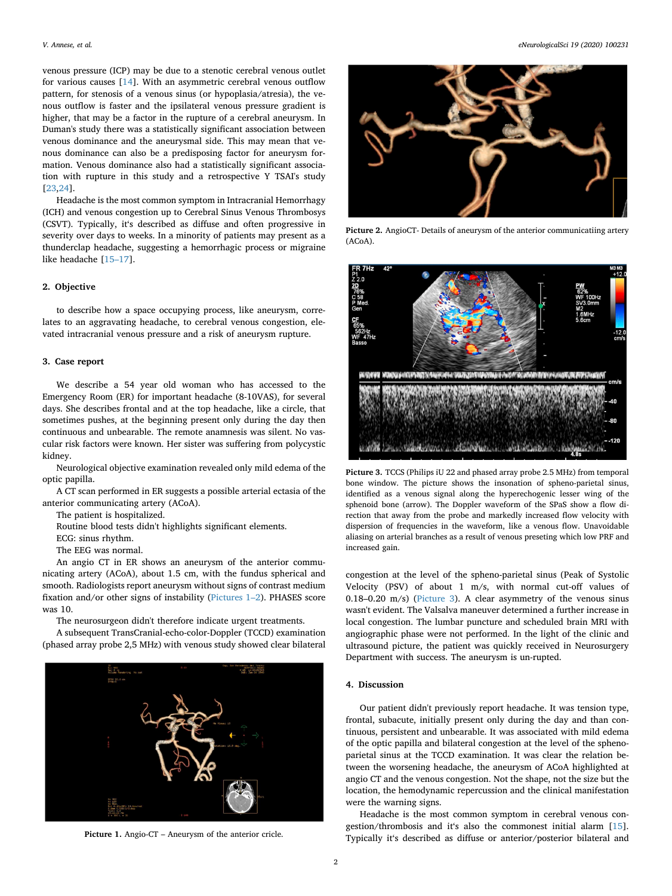venous pressure (ICP) may be due to a stenotic cerebral venous outlet for various causes [14]. With an asymmetric cerebral venous outflow pattern, for stenosis of a venous sinus (or hypoplasia/atresia), the venous outflow is faster and the ipsilateral venous pressure gradient is higher, that may be a factor in the rupture of a cerebral aneurysm. In Duman's study there was a statistically significant association between venous dominance and the aneurysmal side. This may mean that venous dominance can also be a predisposing factor for aneurysm formation. Venous dominance also had a statistically significant association with rupture in this study and a retrospective Y TSAI's study [23,24].

Headache is the most common symptom in Intracranial Hemorrhagy (ICH) and venous congestion up to Cerebral Sinus Venous Thrombosys (CSVT). Typically, it's described as diffuse and often progressive in severity over days to weeks. In a minority of patients may present as a thunderclap headache, suggesting a hemorrhagic process or migraine like headache [15–17].

## 2. Objective

to describe how a space occupying process, like aneurysm, correlates to an aggravating headache, to cerebral venous congestion, elevated intracranial venous pressure and a risk of aneurysm rupture.

## 3. Case report

We describe a 54 year old woman who has accessed to the Emergency Room (ER) for important headache (8-10VAS), for several days. She describes frontal and at the top headache, like a circle, that sometimes pushes, at the beginning present only during the day then continuous and unbearable. The remote anamnesis was silent. No vascular risk factors were known. Her sister was suffering from polycystic kidney.

Neurological objective examination revealed only mild edema of the optic papilla.

A CT scan performed in ER suggests a possible arterial ectasia of the anterior communicating artery (ACoA).

The patient is hospitalized.

Routine blood tests didn't highlights significant elements.

ECG: sinus rhythm.

The EEG was normal.

An angio CT in ER shows an aneurysm of the anterior communicating artery (ACoA), about 1.5 cm, with the fundus spherical and smooth. Radiologists report aneurysm without signs of contrast medium fixation and/or other signs of instability (Pictures 1–2). PHASES score was 10.

The neurosurgeon didn't therefore indicate urgent treatments.

A subsequent TransCranial-echo-color-Doppler (TCCD) examination (phased array probe 2,5 MHz) with venous study showed clear bilateral congestion at the level of the spheno-parietal sinus (Peak of Systolic Velocity (PSV) of about 1 m/s, with normal cut-off values of 0.18–0.20 m/s) (Picture 3). A clear asymmetry of the venous sinus wasn't evident. The Valsalva maneuver determined a further increase in local congestion. The lumbar puncture and scheduled brain MRI with angiographic phase were not performed. In the light of the clinic and ultrasound picture, the patient was quickly received in Neurosurgery Department with success. The aneurysm is un-rupted.

Picture 1. Angio-CT – Aneurysm of the anterior cricle.

Picture 2. AngioCT- Details of aneurysm of the anterior communicatiing artery (ACoA).

Picture 3. TCCS (Philips iU 22 and phased array probe 2.5 MHz) from temporal bone window. The picture shows the insonation of spheno-parietal sinus, identified as a venous signal along the hyperechogenic lesser wing of the sphenoid bone (arrow). The Doppler waveform of the SPaS show a flow direction that away from the probe and markedly increased flow velocity with dispersion of frequencies in the waveform, like a venous flow. Unavoidable aliasing on arterial branches as a result of venous preseting which low PRF and increased gain.

## 4. Discussion

Our patient didn't previously report headache. It was tension type, frontal, subacute, initially present only during the day and than continuous, persistent and unbearable. It was associated with mild edema of the optic papilla and bilateral congestion at the level of the spheno-parietal sinus at the TCCD examination. It was clear the relation between the worsening headache, the aneurysm of ACoA highlighted at angio CT and the venous congestion. Not the shape, not the size but the location, the hemodynamic repercussion and the clinical manifestation were the warning signs.

Headache is the most common symptom in cerebral venous congestion/thrombosis and it's also the commonest initial alarm [15]. Typically it's described as diffuse or anterior/posterior bilateral and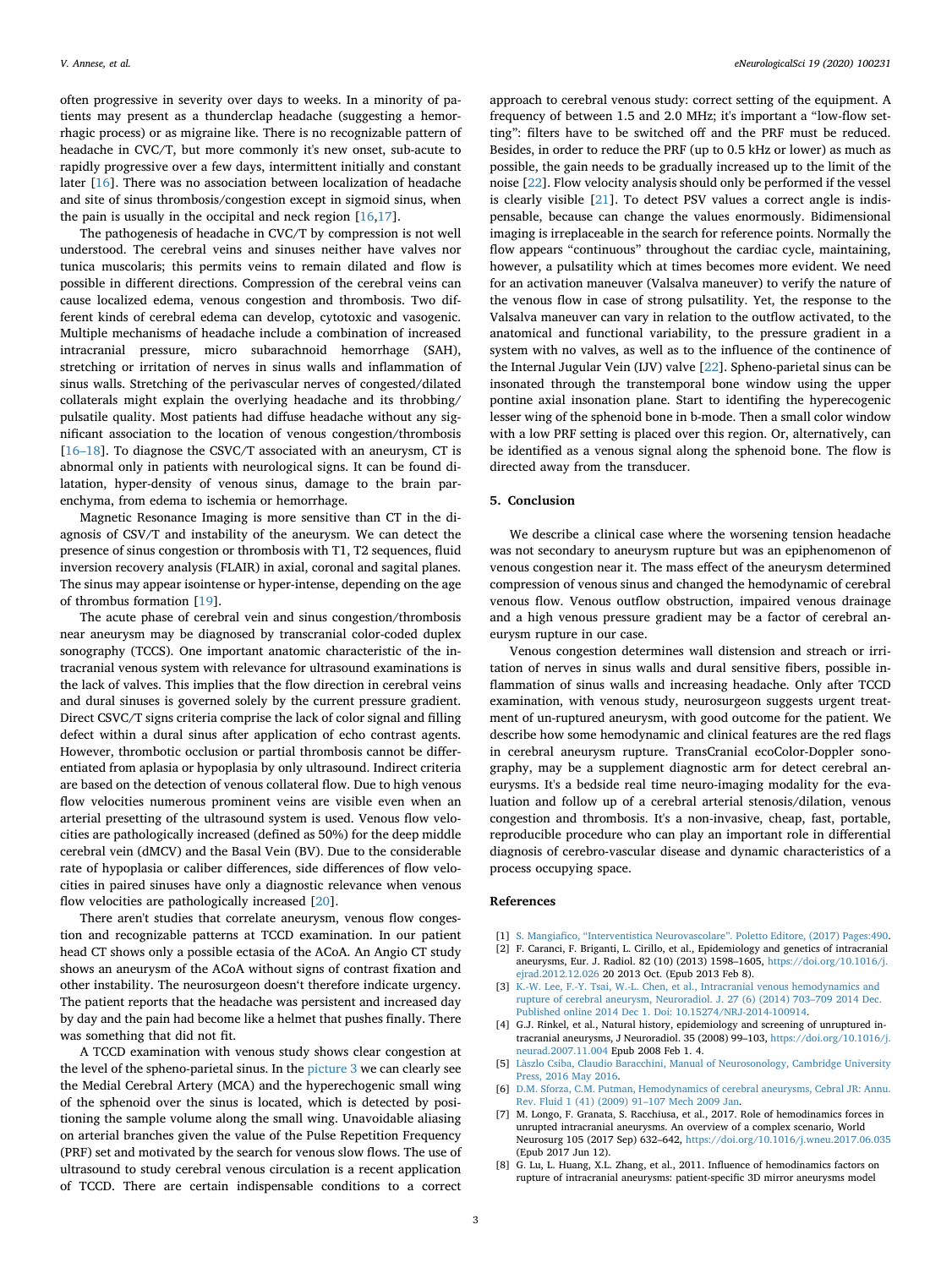often progressive in severity over days to weeks. In a minority of patients may present as a thunderclap headache (suggesting a hemorrhagic process) or as migraine like. There is no recognizable pattern of headache in CVC/T, but more commonly it's new onset, sub-acute to rapidly progressive over a few days, intermittent initially and constant later [16]. There was no association between localization of headache and site of sinus thrombosis/congestion except in sigmoid sinus, when the pain is usually in the occipital and neck region [16,17].

The pathogenesis of headache in CVC/T by compression is not well understood. The cerebral veins and sinuses neither have valves nor tunica muscolaris; this permits veins to remain dilated and flow is possible in different directions. Compression of the cerebral veins can cause localized edema, venous congestion and thrombosis. Two different kinds of cerebral edema can develop, cytotoxic and vasogenic. Multiple mechanisms of headache include a combination of increased intracranial pressure, micro subarachnoid hemorrhage (SAH), stretching or irritation of nerves in sinus walls and inflammation of sinus walls. Stretching of the perivascular nerves of congested/dilated collaterals might explain the overlying headache and its throbbing/pulsatile quality. Most patients had diffuse headache without any significant association to the location of venous congestion/thrombosis [16–18]. To diagnose the CSVC/T associated with an aneurysm, CT is abnormal only in patients with neurological signs. It can be found dilatation, hyper-density of venous sinus, damage to the brain parenchyma, from edema to ischemia or hemorrhage.

Magnetic Resonance Imaging is more sensitive than CT in the diagnosis of CSV/T and instability of the aneurysm. We can detect the presence of sinus congestion or thrombosis with T1, T2 sequences, fluid inversion recovery analysis (FLAIR) in axial, coronal and sagital planes. The sinus may appear isointense or hyper-intense, depending on the age of thrombus formation [19].

The acute phase of cerebral vein and sinus congestion/thrombosis near aneurysm may be diagnosed by transcranial color-coded duplex sonography (TCCS). One important anatomic characteristic of the intracranial venous system with relevance for ultrasound examinations is the lack of valves. This implies that the flow direction in cerebral veins and dural sinuses is governed solely by the current pressure gradient. Direct CSVC/T signs criteria comprise the lack of color signal and filling defect within a dural sinus after application of echo contrast agents. However, thrombotic occlusion or partial thrombosis cannot be differentiated from aplasia or hypoplasia by only ultrasound. Indirect criteria are based on the detection of venous collateral flow. Due to high venous flow velocities numerous prominent veins are visible even when an arterial presetting of the ultrasound system is used. Venous flow velocities are pathologically increased (defined as 50%) for the deep middle cerebral vein (dMCV) and the Basal Vein (BV). Due to the considerable rate of hypoplasia or caliber differences, side differences of flow velocities in paired sinuses have only a diagnostic relevance when venous flow velocities are pathologically increased [20].

There aren't studies that correlate aneurysm, venous flow congestion and recognizable patterns at TCCD examination. In our patient head CT shows only a possible ectasia of the ACoA. An Angio CT study shows an aneurysm of the ACoA without signs of contrast fixation and other instability. The neurosurgeon doesn't therefore indicate urgency. The patient reports that the headache was persistent and increased day by day and the pain had become like a helmet that pushes finally. There was something that did not fit.

A TCCD examination with venous study shows clear congestion at the level of the spheno-parietal sinus. In the picture 3 we can clearly see the Medial Cerebral Artery (MCA) and the hyperechogenic small wing of the sphenoid over the sinus is located, which is detected by positioning the sample volume along the small wing. Unavoidable aliasing on arterial branches given the value of the Pulse Repetition Frequency (PRF) set and motivated by the search for venous slow flows. The use of ultrasound to study cerebral venous circulation is a recent application of TCCD. There are certain indispensable conditions to a correct approach to cerebral venous study: correct setting of the equipment. A frequency of between 1.5 and 2.0 MHz; it's important a "low-flow setting": filters have to be switched off and the PRF must be reduced. Besides, in order to reduce the PRF (up to 0.5 kHz or lower) as much as possible, the gain needs to be gradually increased up to the limit of the noise [22]. Flow velocity analysis should only be performed if the vessel is clearly visible [21]. To detect PSV values a correct angle is indispensable, because can change the values enormously. Bidimensional imaging is irreplaceable in the search for reference points. Normally the flow appears "continuous" throughout the cardiac cycle, maintaining, however, a pulsatility which at times becomes more evident. We need for an activation maneuver (Valsalva maneuver) to verify the nature of the venous flow in case of strong pulsatility. Yet, the response to the Valsalva maneuver can vary in relation to the outflow activated, to the anatomical and functional variability, to the pressure gradient in a system with no valves, as well as to the influence of the continence of the Internal Jugular Vein (IJV) valve [22]. Spheno-parietal sinus can be insonated through the transtemporal bone window using the upper pontine axial insonation plane. Start to identifing the hyperecogenic lesser wing of the sphenoid bone in b-mode. Then a small color window with a low PRF setting is placed over this region. Or, alternatively, can be identified as a venous signal along the sphenoid bone. The flow is directed away from the transducer.

## 5. Conclusion

We describe a clinical case where the worsening tension headache was not secondary to aneurysm rupture but was an epiphenomenon of venous congestion near it. The mass effect of the aneurysm determined compression of venous sinus and changed the hemodynamic of cerebral venous flow. Venous outflow obstruction, impaired venous drainage and a high venous pressure gradient may be a factor of cerebral aneurysm rupture in our case.

Venous congestion determines wall distension and streach or irritation of nerves in sinus walls and dural sensitive fibers, possible inflammation of sinus walls and increasing headache. Only after TCCD examination, with venous study, neurosurgeon suggests urgent treatment of un-ruptured aneurysm, with good outcome for the patient. We describe how some hemodynamic and clinical features are the red flags in cerebral aneurysm rupture. TransCranial ecoColor-Doppler sonography, may be a supplement diagnostic arm for detect cerebral aneurysms. It's a bedside real time neuro-imaging modality for the evaluation and follow up of a cerebral arterial stenosis/dilation, venous congestion and thrombosis. It's a non-invasive, cheap, fast, portable, reproducible procedure who can play an important role in differential diagnosis of cerebro-vascular disease and dynamic characteristics of a process occupying space.

## References

[1] S. Mangiafico, "Interventistica Neurovascolare". Poletto Editore, (2017) Pages:490.

[2] F. Caranci, F. Briganti, L. Cirillo, et al., Epidemiology and genetics of intracranial aneurysms, Eur. J. Radiol. 82 (10) (2013) 1598–1605, https://doi.org/10.1016/j.ejrad.2012.12.026 20 2013 Oct. (Epub 2013 Feb 8).

[3] K.-W. Lee, F.-Y. Tsai, W.-L. Chen, et al., Intracranial venous hemodynamics and rupture of cerebral aneurysm, Neuroradiol. J. 27 (6) (2014) 703–709 2014 Dec. Published online 2014 Dec 1. Doi: 10.15274/NRJ-2014-100914.

[4] G.J. Rinkel, et al., Natural history, epidemiology and screening of unruptured intracranial aneurysms, J Neuroradiol. 35 (2008) 99–103, https://doi.org/10.1016/j.neurad.2007.11.004 Epub 2008 Feb 1. 4.

[5] Lâszlo Csiba, Claudio Baracchini, Manual of Neurosonology, Cambridge University Press, 2016 May 2016.

[6] D.M. Sforza, C.M. Putman, Hemodynamics of cerebral aneurysms, Cebral JR: Annu. Rev. Fluid 1 (41) (2009) 91–107 Mech 2009 Jan.

[7] M. Longo, F. Granata, S. Racchiusa, et al., 2017. Role of hemodinamics forces in unrupted intracranial aneurysms. An overview of a complex scenario, World Neurosurg 105 (2017 Sep) 632–642, https://doi.org/10.1016/j.wneu.2017.06.035 (Epub 2017 Jun 12).

[8] G. Lu, L. Huang, X.L. Zhang, et al., 2011. Influence of hemodinamics factors on rupture of intracranial aneurysms: patient-specific 3D mirror aneurysms model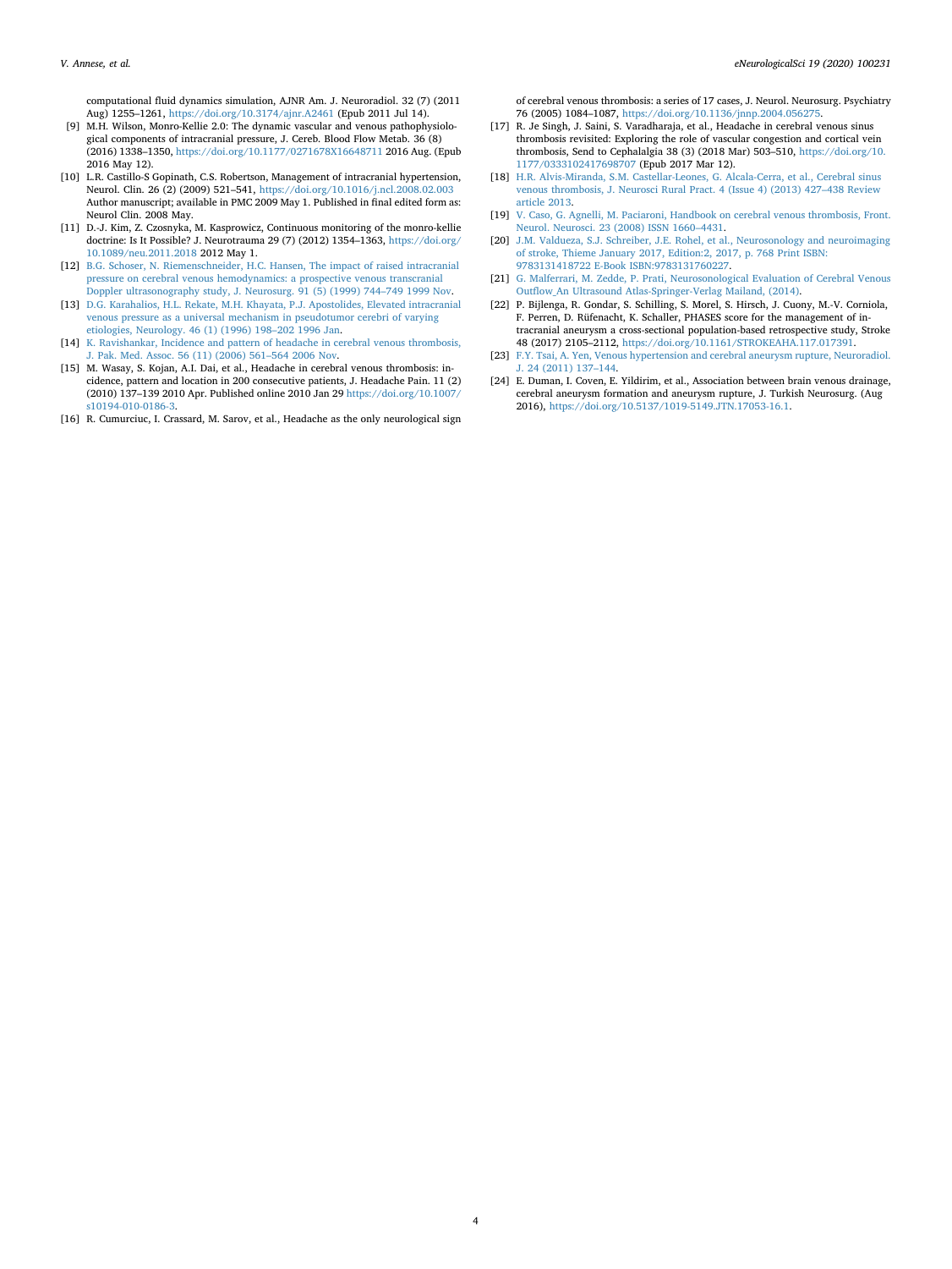computational fluid dynamics simulation, AJNR Am. J. Neuroradiol. 32 (7) (2011 Aug) 1255–1261, https://doi.org/10.3174/ajnr.A2461 (Epub 2011 Jul 14).

[9] M.H. Wilson, Monro-Kellie 2.0: The dynamic vascular and venous pathophysiological components of intracranial pressure, J. Cereb. Blood Flow Metab. 36 (8) (2016) 1338–1350, https://doi.org/10.1177/0271678X16648711 2016 Aug. (Epub 2016 May 12).

[10] L.R. Castillo-S Gopinath, C.S. Robertson, Management of intracranial hypertension, Neurol. Clin. 26 (2) (2009) 521–541, https://doi.org/10.1016/j.ncl.2008.02.003 Author manuscript; available in PMC 2009 May 1. Published in final edited form as: Neurol Clin. 2008 May.

[11] D.-J. Kim, Z. Czosnyka, M. Kasprowicz, Continuous monitoring of the monro-kellie doctrine: Is It Possible? J. Neurotrauma 29 (7) (2012) 1354–1363, https://doi.org/10.1089/neu.2011.2018 2012 May 1.

[12] B.G. Schoser, N. Riemenschneider, H.C. Hansen, The impact of raised intracranial pressure on cerebral venous hemodynamics: a prospective venous transcranial Doppler ultrasonography study, J. Neurosurg. 91 (5) (1999) 744–749 1999 Nov.

[13] D.G. Karahalios, H.L. Rekate, M.H. Khayata, P.J. Apostolides, Elevated intracranial venous pressure as a universal mechanism in pseudotumor cerebri of varying etiologies, Neurology. 46 (1) (1996) 198–202 1996 Jan.

[14] K. Ravishankar, Incidence and pattern of headache in cerebral venous thrombosis, J. Pak. Med. Assoc. 56 (11) (2006) 561–564 2006 Nov.

[15] M. Wasay, S. Kojan, A.I. Dai, et al., Headache in cerebral venous thrombosis: incidence, pattern and location in 200 consecutive patients, J. Headache Pain. 11 (2) (2010) 137–139 2010 Apr. Published online 2010 Jan 29 https://doi.org/10.1007/s10194-010-0186-3.

[16] R. Cumurciuc, I. Crassard, M. Sarov, et al., Headache as the only neurological sign of cerebral venous thrombosis: a series of 17 cases, J. Neurol. Neurosurg. Psychiatry 76 (2005) 1084–1087, https://doi.org/10.1136/jnnp.2004.056275.

[17] R. Je Singh, J. Saini, S. Varadharaja, et al., Headache in cerebral venous sinus thrombosis revisited: Exploring the role of vascular congestion and cortical vein thrombosis, Send to Cephalalgia 38 (3) (2018 Mar) 503–510, https://doi.org/10.1177/0333102417698707 (Epub 2017 Mar 12).

[18] H.R. Alvis-Miranda, S.M. Castellar-Leones, G. Alcala-Cerra, et al., Cerebral sinus venous thrombosis, J. Neurosci Rural Pract. 4 (Issue 4) (2013) 427–438 Review article 2013.

[19] V. Caso, G. Agnelli, M. Paciaroni, Handbook on cerebral venous thrombosis, Front. Neurol. Neurosci. 23 (2008) ISSN 1660–4431.

[20] J.M. Valdueza, S.J. Schreiber, J.E. Rohel, et al., Neurosonology and neuroimaging of stroke, Thieme January 2017, Edition:2, 2017, p. 768 Print ISBN: 9783131418722 E-Book ISBN:9783131760227.

[21] G. Malferrari, M. Zedde, P. Prati, Neurosonological Evaluation of Cerebral Venous Outflow_An Ultrasound Atlas-Springer-Verlag Mailand, (2014).

[22] P. Bijlenga, R. Gondar, S. Schilling, S. Morel, S. Hirsch, J. Cuony, M.-V. Corniola, F. Perren, D. Rüfenacht, K. Schaller, PHASES score for the management of intracranial aneurysm a cross-sectional population-based retrospective study, Stroke 48 (2017) 2105–2112, https://doi.org/10.1161/STROKEAHA.117.017391.

[23] F.Y. Tsai, A. Yen, Venous hypertension and cerebral aneurysm rupture, Neuroradiol. J. 24 (2011) 137–144.

[24] E. Duman, I. Coven, E. Yildirim, et al., Association between brain venous drainage, cerebral aneurysm formation and aneurysm rupture, J. Turkish Neurosurg. (Aug 2016), https://doi.org/10.5137/1019-5149.JTN.17053-16.1.